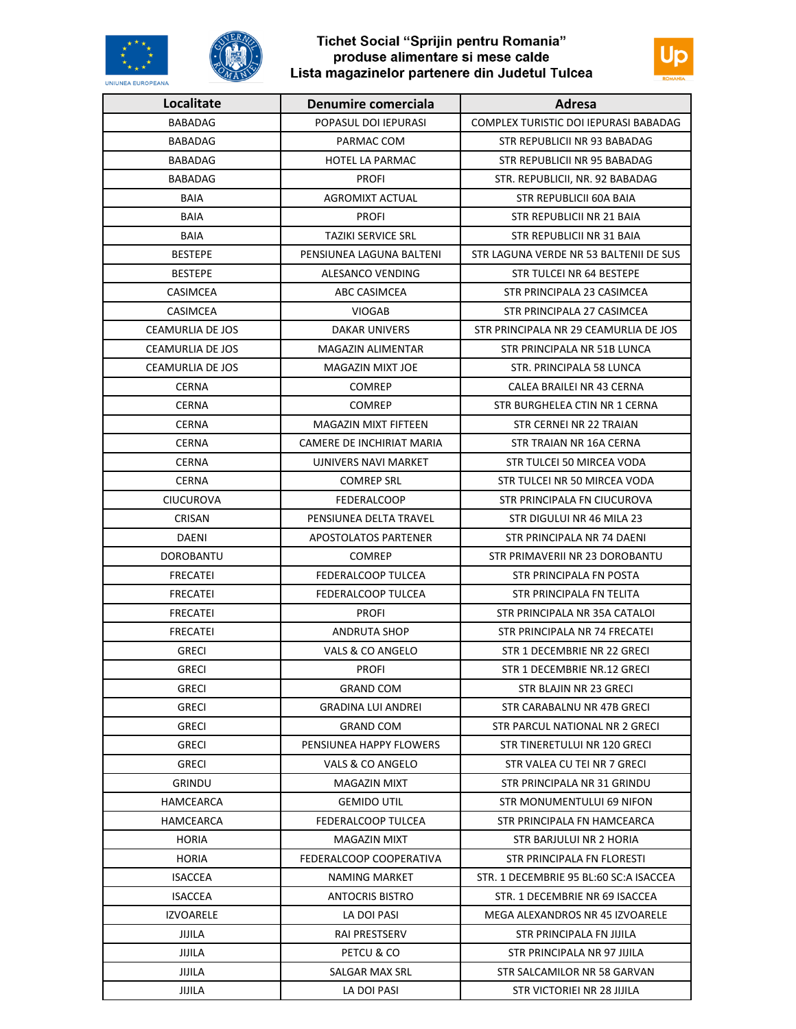# Tichet Social "Sprijin pentru Romania"
## produse alimentare si mese calde
## Lista magazinelor partenere din Judetul Tulcea

| Localitate | Denumire comerciala | Adresa |
|---|---|---|
| BABADAG | POPASUL DOI IEPURASI | COMPLEX TURISTIC DOI IEPURASI BABADAG |
| BABADAG | PARMAC COM | STR REPUBLICII NR 93 BABADAG |
| BABADAG | HOTEL LA PARMAC | STR REPUBLICII NR 95 BABADAG |
| BABADAG | PROFI | STR. REPUBLICII, NR. 92 BABADAG |
| BAIA | AGROMIXT ACTUAL | STR REPUBLICII 60A BAIA |
| BAIA | PROFI | STR REPUBLICII NR 21 BAIA |
| BAIA | TAZIKI SERVICE SRL | STR REPUBLICII NR 31 BAIA |
| BESTEPE | PENSIUNEA LAGUNA BALTENI | STR LAGUNA VERDE NR 53 BALTENII DE SUS |
| BESTEPE | ALESANCO VENDING | STR TULCEI NR 64 BESTEPE |
| CASIMCEA | ABC CASIMCEA | STR PRINCIPALA 23 CASIMCEA |
| CASIMCEA | VIOGAB | STR PRINCIPALA 27 CASIMCEA |
| CEAMURLIA DE JOS | DAKAR UNIVERS | STR PRINCIPALA NR 29 CEAMURLIA DE JOS |
| CEAMURLIA DE JOS | MAGAZIN ALIMENTAR | STR PRINCIPALA NR 51B LUNCA |
| CEAMURLIA DE JOS | MAGAZIN MIXT JOE | STR. PRINCIPALA 58 LUNCA |
| CERNA | COMREP | CALEA BRAILEI NR 43 CERNA |
| CERNA | COMREP | STR BURGHELEA CTIN NR 1 CERNA |
| CERNA | MAGAZIN MIXT FIFTEEN | STR CERNEI NR 22 TRAIAN |
| CERNA | CAMERE DE INCHIRIAT MARIA | STR TRAIAN NR 16A CERNA |
| CERNA | UJNIVERS NAVI MARKET | STR TULCEI 50 MIRCEA VODA |
| CERNA | COMREP SRL | STR TULCEI NR 50 MIRCEA VODA |
| CIUCUROVA | FEDERALCOOP | STR PRINCIPALA FN CIUCUROVA |
| CRISAN | PENSIUNEA DELTA TRAVEL | STR DIGULUI NR 46 MILA 23 |
| DAENI | APOSTOLATOS PARTENER | STR PRINCIPALA NR 74 DAENI |
| DOROBANTU | COMREP | STR PRIMAVERII NR 23 DOROBANTU |
| FRECATEI | FEDERALCOOP TULCEA | STR PRINCIPALA FN POSTA |
| FRECATEI | FEDERALCOOP TULCEA | STR PRINCIPALA FN TELITA |
| FRECATEI | PROFI | STR PRINCIPALA NR 35A CATALOI |
| FRECATEI | ANDRUTA SHOP | STR PRINCIPALA NR 74 FRECATEI |
| GRECI | VALS & CO ANGELO | STR 1 DECEMBRIE NR 22 GRECI |
| GRECI | PROFI | STR 1 DECEMBRIE NR.12 GRECI |
| GRECI | GRAND COM | STR BLAJIN NR 23 GRECI |
| GRECI | GRADINA LUI ANDREI | STR CARABALNU NR 47B GRECI |
| GRECI | GRAND COM | STR PARCUL NATIONAL NR 2 GRECI |
| GRECI | PENSIUNEA HAPPY FLOWERS | STR TINERETULUI NR 120 GRECI |
| GRECI | VALS & CO ANGELO | STR VALEA CU TEI NR 7 GRECI |
| GRINDU | MAGAZIN MIXT | STR PRINCIPALA NR 31 GRINDU |
| HAMCEARCA | GEMIDO UTIL | STR MONUMENTULUI 69 NIFON |
| HAMCEARCA | FEDERALCOOP TULCEA | STR PRINCIPALA FN HAMCEARCA |
| HORIA | MAGAZIN MIXT | STR BARJULUI NR 2 HORIA |
| HORIA | FEDERALCOOP COOPERATIVA | STR PRINCIPALA FN FLORESTI |
| ISACCEA | NAMING MARKET | STR. 1 DECEMBRIE 95 BL:60 SC:A ISACCEA |
| ISACCEA | ANTOCRIS BISTRO | STR. 1 DECEMBRIE NR 69 ISACCEA |
| IZVOARELE | LA DOI PASI | MEGA ALEXANDROS NR 45 IZVOARELE |
| JIJILA | RAI PRESTSERV | STR PRINCIPALA FN JIJILA |
| JIJILA | PETCU & CO | STR PRINCIPALA NR 97 JIJILA |
| JIJILA | SALGAR MAX SRL | STR SALCAMILOR NR 58 GARVAN |
| JIJILA | LA DOI PASI | STR VICTORIEI NR 28 JIJILA |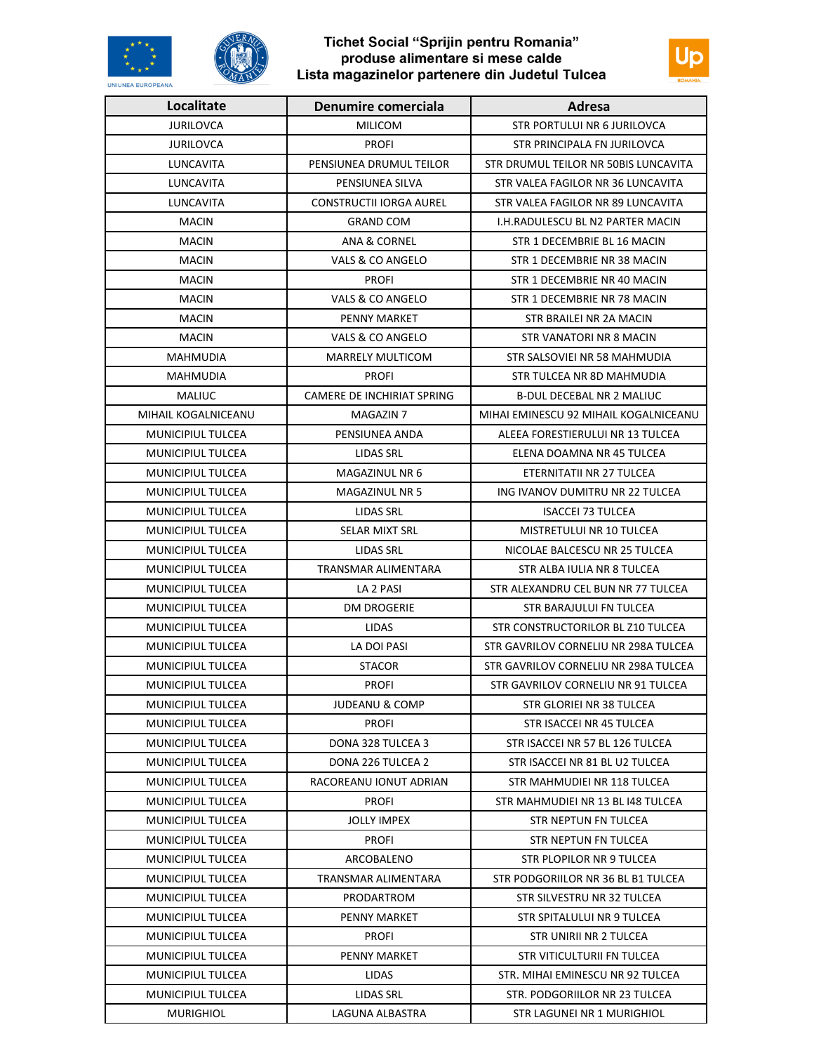# Tichet Social "Sprijin pentru Romania"
## produse alimentare si mese calde
## Lista magazinelor partenere din Judetul Tulcea

| Localitate | Denumire comerciala | Adresa |
|---|---|---|
| JURILOVCA | MILICOM | STR PORTULUI NR 6 JURILOVCA |
| JURILOVCA | PROFI | STR PRINCIPALA FN JURILOVCA |
| LUNCAVITA | PENSIUNEA DRUMUL TEILOR | STR DRUMUL TEILOR NR 50BIS LUNCAVITA |
| LUNCAVITA | PENSIUNEA SILVA | STR VALEA FAGILOR NR 36 LUNCAVITA |
| LUNCAVITA | CONSTRUCTII IORGA AUREL | STR VALEA FAGILOR NR 89 LUNCAVITA |
| MACIN | GRAND COM | I.H.RADULESCU BL N2 PARTER MACIN |
| MACIN | ANA & CORNEL | STR 1 DECEMBRIE BL 16 MACIN |
| MACIN | VALS & CO ANGELO | STR 1 DECEMBRIE NR 38 MACIN |
| MACIN | PROFI | STR 1 DECEMBRIE NR 40 MACIN |
| MACIN | VALS & CO ANGELO | STR 1 DECEMBRIE NR 78 MACIN |
| MACIN | PENNY MARKET | STR BRAILEI NR 2A MACIN |
| MACIN | VALS & CO ANGELO | STR VANATORI NR 8 MACIN |
| MAHMUDIA | MARRELY MULTICOM | STR SALSOVIEI NR 58 MAHMUDIA |
| MAHMUDIA | PROFI | STR TULCEA NR 8D MAHMUDIA |
| MALIUC | CAMERE DE INCHIRIAT SPRING | B-DUL DECEBAL NR 2 MALIUC |
| MIHAIL KOGALNICEANU | MAGAZIN 7 | MIHAI EMINESCU 92 MIHAIL KOGALNICEANU |
| MUNICIPIUL TULCEA | PENSIUNEA ANDA | ALEEA FORESTIERULUI NR 13 TULCEA |
| MUNICIPIUL TULCEA | LIDAS SRL | ELENA DOAMNA NR 45 TULCEA |
| MUNICIPIUL TULCEA | MAGAZINUL NR 6 | ETERNITATII NR 27 TULCEA |
| MUNICIPIUL TULCEA | MAGAZINUL NR 5 | ING IVANOV DUMITRU NR 22 TULCEA |
| MUNICIPIUL TULCEA | LIDAS SRL | ISACCEI 73 TULCEA |
| MUNICIPIUL TULCEA | SELAR MIXT SRL | MISTRETULUI NR 10 TULCEA |
| MUNICIPIUL TULCEA | LIDAS SRL | NICOLAE BALCESCU NR 25 TULCEA |
| MUNICIPIUL TULCEA | TRANSMAR ALIMENTARA | STR ALBA IULIA NR 8 TULCEA |
| MUNICIPIUL TULCEA | LA 2 PASI | STR ALEXANDRU CEL BUN NR 77 TULCEA |
| MUNICIPIUL TULCEA | DM DROGERIE | STR BARAJULUI FN TULCEA |
| MUNICIPIUL TULCEA | LIDAS | STR CONSTRUCTORILOR BL Z10 TULCEA |
| MUNICIPIUL TULCEA | LA DOI PASI | STR GAVRILOV CORNELIU NR 298A TULCEA |
| MUNICIPIUL TULCEA | STACOR | STR GAVRILOV CORNELIU NR 298A TULCEA |
| MUNICIPIUL TULCEA | PROFI | STR GAVRILOV CORNELIU NR 91 TULCEA |
| MUNICIPIUL TULCEA | JUDEANU & COMP | STR GLORIEI NR 38 TULCEA |
| MUNICIPIUL TULCEA | PROFI | STR ISACCEI NR 45 TULCEA |
| MUNICIPIUL TULCEA | DONA 328 TULCEA 3 | STR ISACCEI NR 57 BL 126 TULCEA |
| MUNICIPIUL TULCEA | DONA 226 TULCEA 2 | STR ISACCEI NR 81 BL U2 TULCEA |
| MUNICIPIUL TULCEA | RACOREANU IONUT ADRIAN | STR MAHMUDIEI NR 118 TULCEA |
| MUNICIPIUL TULCEA | PROFI | STR MAHMUDIEI NR 13 BL I48 TULCEA |
| MUNICIPIUL TULCEA | JOLLY IMPEX | STR NEPTUN FN TULCEA |
| MUNICIPIUL TULCEA | PROFI | STR NEPTUN FN TULCEA |
| MUNICIPIUL TULCEA | ARCOBALENO | STR PLOPILOR NR 9 TULCEA |
| MUNICIPIUL TULCEA | TRANSMAR ALIMENTARA | STR PODGORIILOR NR 36 BL B1 TULCEA |
| MUNICIPIUL TULCEA | PRODARTROM | STR SILVESTRU NR 32 TULCEA |
| MUNICIPIUL TULCEA | PENNY MARKET | STR SPITALULUI NR 9 TULCEA |
| MUNICIPIUL TULCEA | PROFI | STR UNIRII NR 2 TULCEA |
| MUNICIPIUL TULCEA | PENNY MARKET | STR VITICULTURII FN TULCEA |
| MUNICIPIUL TULCEA | LIDAS | STR. MIHAI EMINESCU NR 92 TULCEA |
| MUNICIPIUL TULCEA | LIDAS SRL | STR. PODGORIILOR NR 23 TULCEA |
| MURIGHIOL | LAGUNA ALBASTRA | STR LAGUNEI NR 1 MURIGHIOL |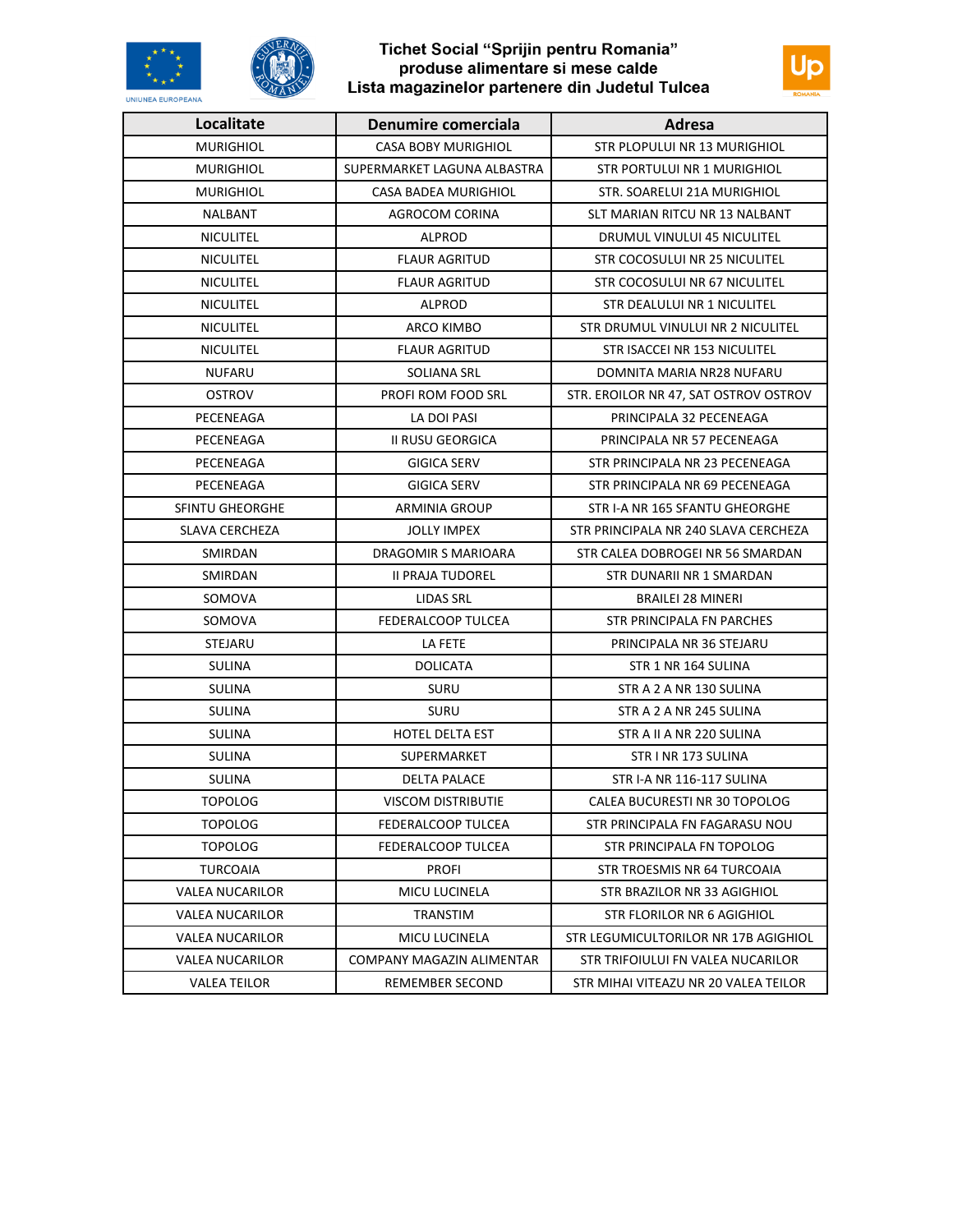**Tichet Social "Sprijin pentru Romania"**
**produse alimentare si mese calde**
**Lista magazinelor partenere din Judetul Tulcea**

| Localitate | Denumire comerciala | Adresa |
|---|---|---|
| MURIGHIOL | CASA BOBY MURIGHIOL | STR PLOPULUI NR 13 MURIGHIOL |
| MURIGHIOL | SUPERMARKET LAGUNA ALBASTRA | STR PORTULUI NR 1 MURIGHIOL |
| MURIGHIOL | CASA BADEA MURIGHIOL | STR. SOARELUI 21A MURIGHIOL |
| NALBANT | AGROCOM CORINA | SLT MARIAN RITCU NR 13 NALBANT |
| NICULITEL | ALPROD | DRUMUL VINULUI 45 NICULITEL |
| NICULITEL | FLAUR AGRITUD | STR COCOSULUI NR 25 NICULITEL |
| NICULITEL | FLAUR AGRITUD | STR COCOSULUI NR 67 NICULITEL |
| NICULITEL | ALPROD | STR DEALULUI NR 1 NICULITEL |
| NICULITEL | ARCO KIMBO | STR DRUMUL VINULUI NR 2 NICULITEL |
| NICULITEL | FLAUR AGRITUD | STR ISACCEI NR 153 NICULITEL |
| NUFARU | SOLIANA SRL | DOMNITA MARIA NR28 NUFARU |
| OSTROV | PROFI ROM FOOD SRL | STR. EROILOR NR 47, SAT OSTROV OSTROV |
| PECENEAGA | LA DOI PASI | PRINCIPALA 32 PECENEAGA |
| PECENEAGA | II RUSU GEORGICA | PRINCIPALA NR 57 PECENEAGA |
| PECENEAGA | GIGICA SERV | STR PRINCIPALA NR 23 PECENEAGA |
| PECENEAGA | GIGICA SERV | STR PRINCIPALA NR 69 PECENEAGA |
| SFINTU GHEORGHE | ARMINIA GROUP | STR I-A NR 165 SFANTU GHEORGHE |
| SLAVA CERCHEZA | JOLLY IMPEX | STR PRINCIPALA NR 240 SLAVA CERCHEZA |
| SMIRDAN | DRAGOMIR S MARIOARA | STR CALEA DOBROGEI NR 56 SMARDAN |
| SMIRDAN | II PRAJA TUDOREL | STR DUNARII NR 1 SMARDAN |
| SOMOVA | LIDAS SRL | BRAILEI 28 MINERI |
| SOMOVA | FEDERALCOOP TULCEA | STR PRINCIPALA FN PARCHES |
| STEJARU | LA FETE | PRINCIPALA NR 36 STEJARU |
| SULINA | DOLICATA | STR 1 NR 164 SULINA |
| SULINA | SURU | STR A 2 A NR 130 SULINA |
| SULINA | SURU | STR A 2 A NR 245 SULINA |
| SULINA | HOTEL DELTA EST | STR A II A NR 220 SULINA |
| SULINA | SUPERMARKET | STR I NR 173 SULINA |
| SULINA | DELTA PALACE | STR I-A NR 116-117 SULINA |
| TOPOLOG | VISCOM DISTRIBUTIE | CALEA BUCURESTI NR 30 TOPOLOG |
| TOPOLOG | FEDERALCOOP TULCEA | STR PRINCIPALA FN FAGARASU NOU |
| TOPOLOG | FEDERALCOOP TULCEA | STR PRINCIPALA FN TOPOLOG |
| TURCOAIA | PROFI | STR TROESMIS NR 64 TURCOAIA |
| VALEA NUCARILOR | MICU LUCINELA | STR BRAZILOR NR 33 AGIGHIOL |
| VALEA NUCARILOR | TRANSTIM | STR FLORILOR NR 6 AGIGHIOL |
| VALEA NUCARILOR | MICU LUCINELA | STR LEGUMICULTORILOR NR 17B AGIGHIOL |
| VALEA NUCARILOR | COMPANY MAGAZIN ALIMENTAR | STR TRIFOIULUI FN VALEA NUCARILOR |
| VALEA TEILOR | REMEMBER SECOND | STR MIHAI VITEAZU NR 20 VALEA TEILOR |